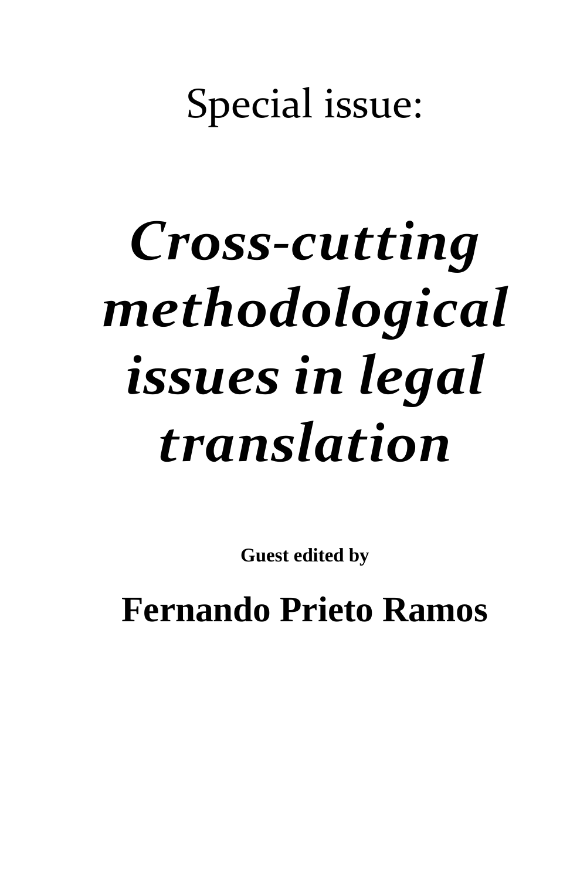Special issue:

# *Cross-cutting methodological issues in legal translation*

**Guest edited by**

## Fernando Prieto Ramos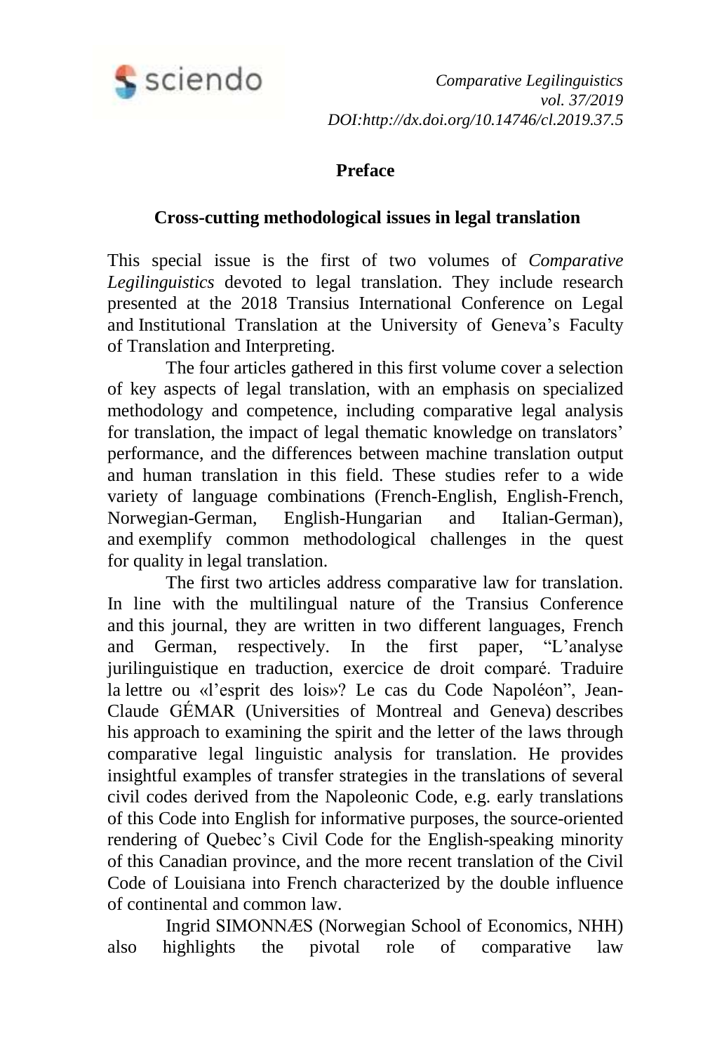## Preface

## Cross-cutting methodological issues in legal translation

This special issue is the first of two volumes of *Comparative Legilinguistics* devoted to legal translation. They include research presented at the 2018 Transius International Conference on Legal and Institutional Translation at the University of Geneva's Faculty of Translation and Interpreting.

The four articles gathered in this first volume cover a selection of key aspects of legal translation, with an emphasis on specialized methodology and competence, including comparative legal analysis for translation, the impact of legal thematic knowledge on translators' performance, and the differences between machine translation output and human translation in this field. These studies refer to a wide variety of language combinations (French-English, English-French, Norwegian-German, English-Hungarian and Italian-German), and exemplify common methodological challenges in the quest for quality in legal translation.

The first two articles address comparative law for translation. In line with the multilingual nature of the Transius Conference and this journal, they are written in two different languages, French and German, respectively. In the first paper, "L'analyse jurilinguistique en traduction, exercice de droit comparé. Traduire la lettre ou «l'esprit des lois»? Le cas du Code Napoléon", Jean-Claude GÉMAR (Universities of Montreal and Geneva) describes his approach to examining the spirit and the letter of the laws through comparative legal linguistic analysis for translation. He provides insightful examples of transfer strategies in the translations of several civil codes derived from the Napoleonic Code, e.g. early translations of this Code into English for informative purposes, the source-oriented rendering of Quebec's Civil Code for the English-speaking minority of this Canadian province, and the more recent translation of the Civil Code of Louisiana into French characterized by the double influence of continental and common law.

Ingrid SIMONNÆS (Norwegian School of Economics, NHH) also highlights the pivotal role of comparative law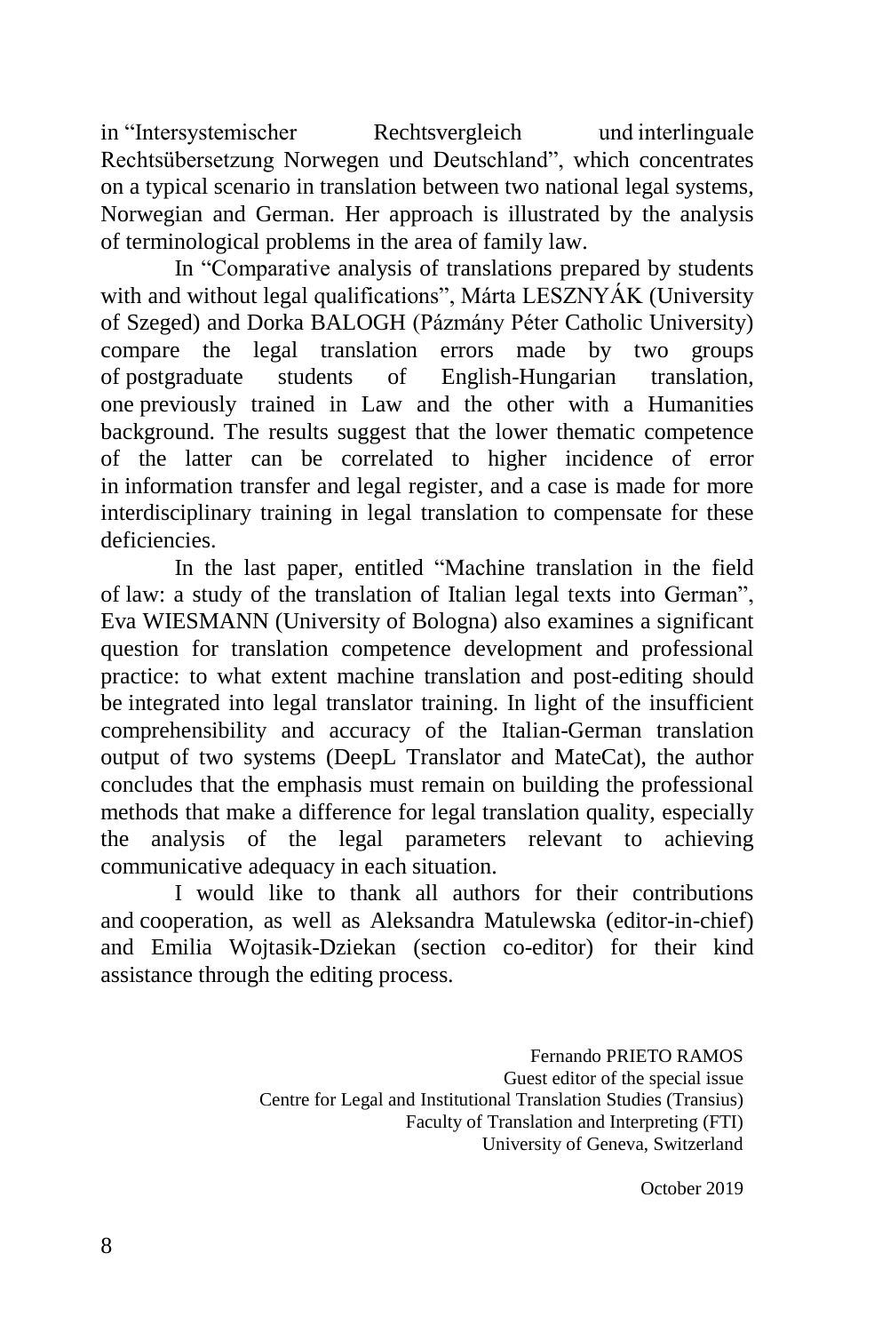in "Intersystemischer Rechtsvergleich und interlinguale Rechtsübersetzung Norwegen und Deutschland", which concentrates on a typical scenario in translation between two national legal systems, Norwegian and German. Her approach is illustrated by the analysis of terminological problems in the area of family law.

In "Comparative analysis of translations prepared by students with and without legal qualifications", Márta LESZNYÁK (University of Szeged) and Dorka BALOGH (Pázmány Péter Catholic University) compare the legal translation errors made by two groups of postgraduate students of English-Hungarian translation, one previously trained in Law and the other with a Humanities background. The results suggest that the lower thematic competence of the latter can be correlated to higher incidence of error in information transfer and legal register, and a case is made for more interdisciplinary training in legal translation to compensate for these deficiencies.

In the last paper, entitled "Machine translation in the field of law: a study of the translation of Italian legal texts into German", Eva WIESMANN (University of Bologna) also examines a significant question for translation competence development and professional practice: to what extent machine translation and post-editing should be integrated into legal translator training. In light of the insufficient comprehensibility and accuracy of the Italian-German translation output of two systems (DeepL Translator and MateCat), the author concludes that the emphasis must remain on building the professional methods that make a difference for legal translation quality, especially the analysis of the legal parameters relevant to achieving communicative adequacy in each situation.

I would like to thank all authors for their contributions and cooperation, as well as Aleksandra Matulewska (editor-in-chief) and Emilia Wojtasik-Dziekan (section co-editor) for their kind assistance through the editing process.

Fernando PRIETO RAMOS
Guest editor of the special issue
Centre for Legal and Institutional Translation Studies (Transius)
Faculty of Translation and Interpreting (FTI)
University of Geneva, Switzerland

October 2019